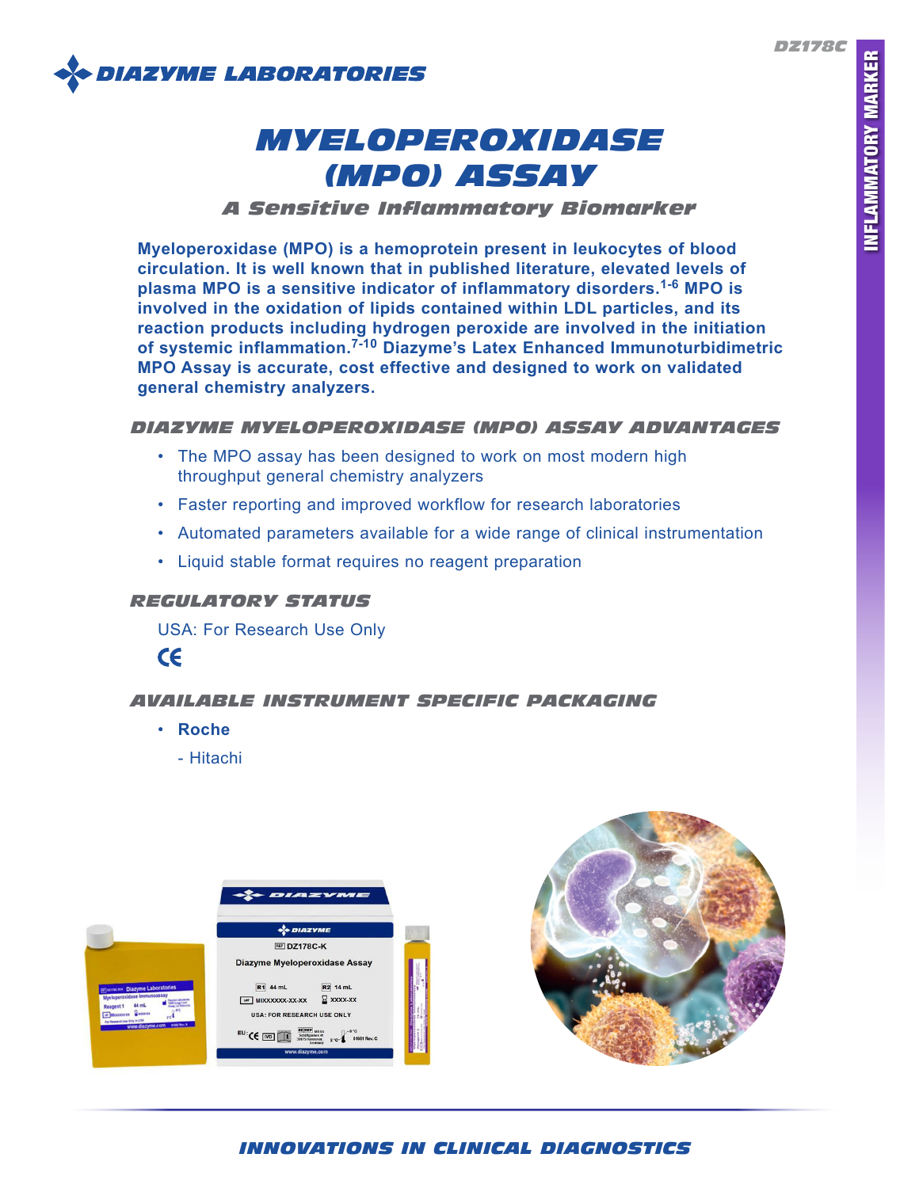DZ178C

INFLAMMATORY MARKER

DIAZYME LABORATORIES

# MYELOPEROXIDASE (MPO) ASSAY

## A Sensitive Inflammatory Biomarker

**Myeloperoxidase (MPO) is a hemoprotein present in leukocytes of blood circulation. It is well known that in published literature, elevated levels of plasma MPO is a sensitive indicator of inflammatory disorders.[1-6] MPO is involved in the oxidation of lipids contained within LDL particles, and its reaction products including hydrogen peroxide are involved in the initiation of systemic inflammation.[7-10] Diazyme's Latex Enhanced Immunoturbidimetric MPO Assay is accurate, cost effective and designed to work on validated general chemistry analyzers.**

### DIAZYME MYELOPEROXIDASE (MPO) ASSAY ADVANTAGES

- The MPO assay has been designed to work on most modern high throughput general chemistry analyzers
- Faster reporting and improved workflow for research laboratories
- Automated parameters available for a wide range of clinical instrumentation
- Liquid stable format requires no reagent preparation

### REGULATORY STATUS

USA: For Research Use Only

CE

### AVAILABLE INSTRUMENT SPECIFIC PACKAGING

- **Roche**
  - Hitachi

INNOVATIONS IN CLINICAL DIAGNOSTICS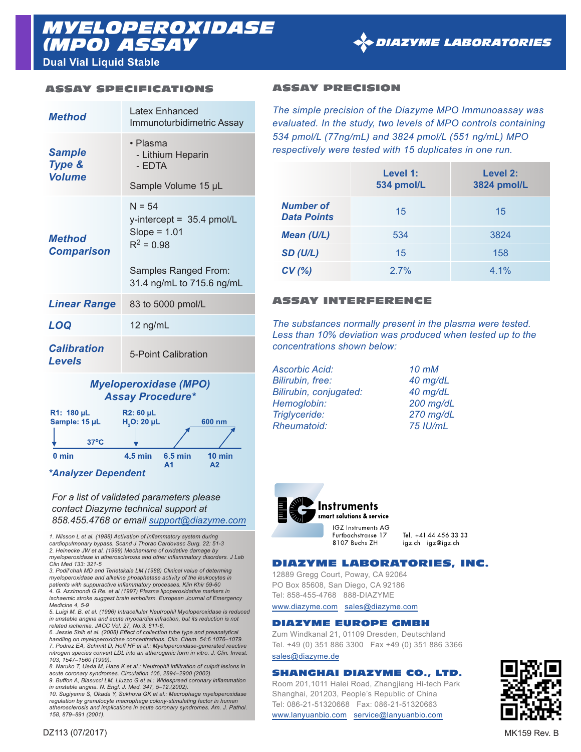# MYELOPEROXIDASE (MPO) ASSAY

**Dual Vial Liquid Stable**

DIAZYME LABORATORIES

## ASSAY SPECIFICATIONS

| | |
|---|---|
| ***Method*** | Latex Enhanced Immunoturbidimetric Assay |
| ***Sample Type & Volume*** | • Plasma<br>- Lithium Heparin<br>- EDTA<br><br>Sample Volume 15 µL |
| ***Method Comparison*** | N = 54<br>y-intercept = 35.4 pmol/L<br>Slope = 1.01<br>$R^2$ = 0.98<br><br>Samples Ranged From:<br>31.4 ng/mL to 715.6 ng/mL |
| ***Linear Range*** | 83 to 5000 pmol/L |
| ***LOQ*** | 12 ng/mL |
| ***Calibration Levels*** | 5-Point Calibration |

### *Myeloperoxidase (MPO) Assay Procedure**

R1: 180 µL
Sample: 15 µL
R2: 60 µL
$H_2O$: 20 µL
600 nm
37°C
0 min
4.5 min
6.5 min
A1
10 min
A2

****Analyzer Dependent***

*For a list of validated parameters please contact Diazyme technical support at 858.455.4768 or email support@diazyme.com*

1. Nilsson L et al. (1988) Activation of inflammatory system during cardiopulmonary bypass. Scand J Thorac Cardovasc Surg. 22: 51-3
2. Heinecke JW et al. (1999) Mechanisms of oxidative damage by myeloperoxidase in atherosclerosis and other inflammatory disorders. J Lab Clin Med 133: 321-5
3. Podil'chak MD and Terletskaia LM (1988) Clinical value of determing myeloperoxidase and alkaline phosphatase activity of the leukocytes in patients with suppurative inflammatory processes. Klin Khir 59-60
4. G. Azzimondi G Re. et al (1997) Plasma lipoperoxidative markers in ischaemic stroke suggest brain embolism. European Journal of Emergency Medicine 4, 5-9
5. Luigi M. B. et al. (1996) Intracellular Neutrophil Myoloperoxidase is reduced in unstable angina and acute myocardial infraction, but its reduction is not related ischemia. JACC Vol. 27, No.3: 611-6.
6. Jessie Shih et al. (2008) Effect of collection tube type and preanalytical handling on myeloperoxidase concentrations. Clin. Chem. 54:6 1076–1079.
7. Podrez EA, Schmitt D, Hoff HF et al.: Myeloperoxidase-generated reactive nitrogen species convert LDL into an atherogenic form in vitro. J. Clin. Invest. 103, 1547–1560 (1999).
8. Naruko T, Ueda M, Haze K et al.: Neutrophil infiltration of culprit lesions in acute coronary syndromes. Circulation 106, 2894–2900 (2002).
9. Buffon A, Biasucci LM, Liuzzo G et al.: Widespread coronary inflammation in unstable angina. N. Engl. J. Med. 347, 5–12.(2002).
10. Sugiyama S, Okada Y, Sukhova GK et al.: Macrophage myeloperoxidase regulation by granulocyte macrophage colony-stimulating factor in human atherosclerosis and implications in acute coronary syndromes. Am. J. Pathol. 158, 879–891 (2001).

## ASSAY PRECISION

*The simple precision of the Diazyme MPO Immunoassay was evaluated. In the study, two levels of MPO controls containing 534 pmol/L (77ng/mL) and 3824 pmol/L (551 ng/mL) MPO respectively were tested with 15 duplicates in one run.*

| | Level 1: 534 pmol/L | Level 2: 3824 pmol/L |
|---|---|---|
| ***Number of Data Points*** | 15 | 15 |
| ***Mean (U/L)*** | 534 | 3824 |
| ***SD (U/L)*** | 15 | 158 |
| ***CV (%)*** | 2.7% | 4.1% |

## ASSAY INTERFERENCE

*The substances normally present in the plasma were tested. Less than 10% deviation was produced when tested up to the concentrations shown below:*

| | |
|---|---|
| *Ascorbic Acid:* | *10 mM* |
| *Bilirubin, free:* | *40 mg/dL* |
| *Bilirubin, conjugated:* | *40 mg/dL* |
| *Hemoglobin:* | *200 mg/dL* |
| *Triglyceride:* | *270 mg/dL* |
| *Rheumatoid:* | *75 IU/mL* |

IG Instruments
smart solutions & service
IGZ Instruments AG
Furtbachstrasse 17
8107 Buchs ZH
Tel. +41 44 456 33 33
igz.ch igz@igz.ch

## DIAZYME LABORATORIES, INC.

12889 Gregg Court, Poway, CA 92064
PO Box 85608, San Diego, CA 92186
Tel: 858-455-4768 888-DIAZYME
www.diazyme.com sales@diazyme.com

## DIAZYME EUROPE GMBH

Zum Windkanal 21, 01109 Dresden, Deutschland
Tel. +49 (0) 351 886 3300 Fax +49 (0) 351 886 3366
sales@diazyme.de

## SHANGHAI DIAZYME CO., LTD.

Room 201,1011 Halei Road, Zhangjiang Hi-tech Park
Shanghai, 201203, People's Republic of China
Tel: 086-21-51320668 Fax: 086-21-51320663
www.lanyuanbio.com service@lanyuanbio.com

DZ113 (07/2017)

MK159 Rev. B